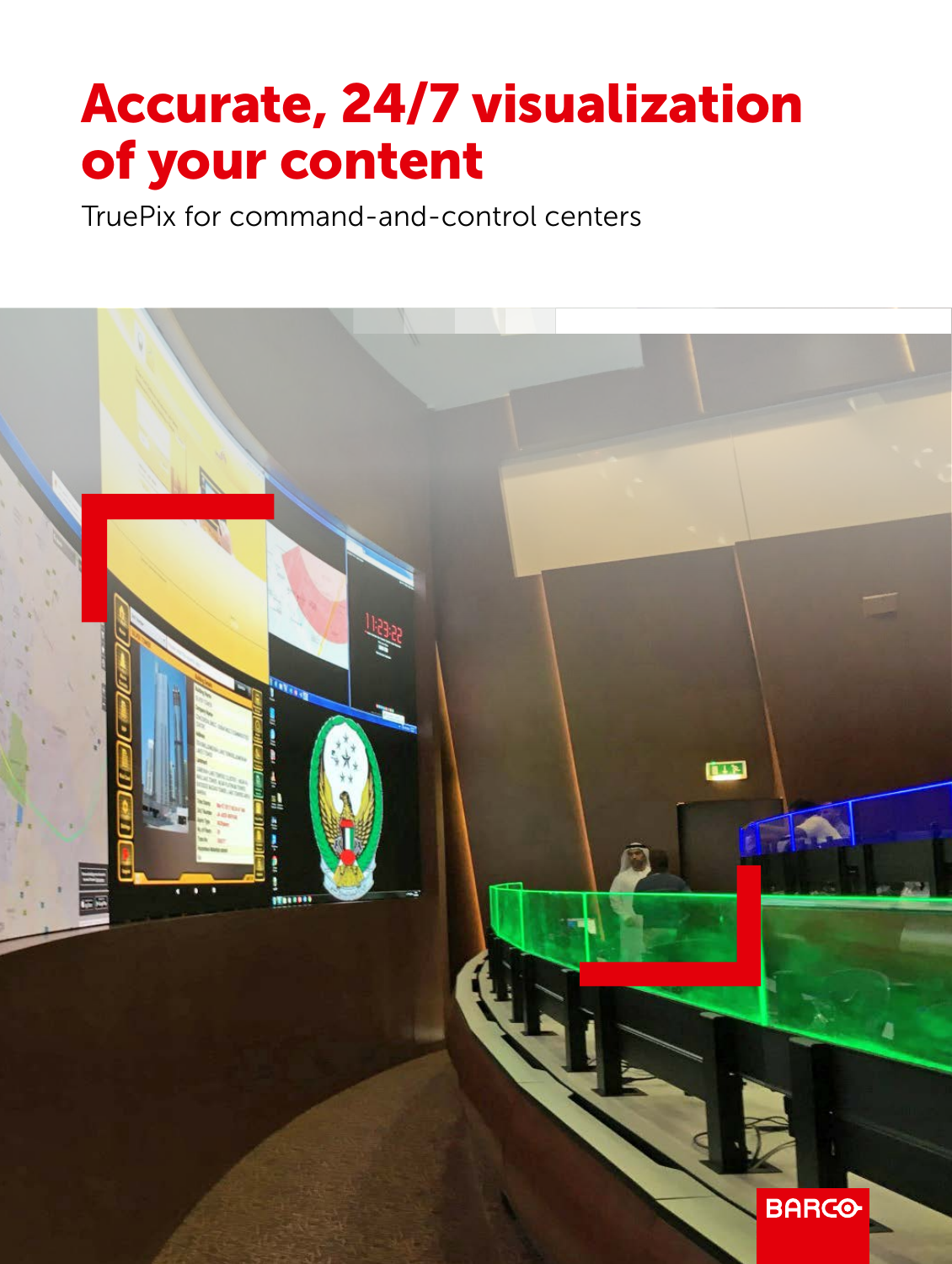# Accurate, 24/7 visualization of your content

TruePix for command-and-control centers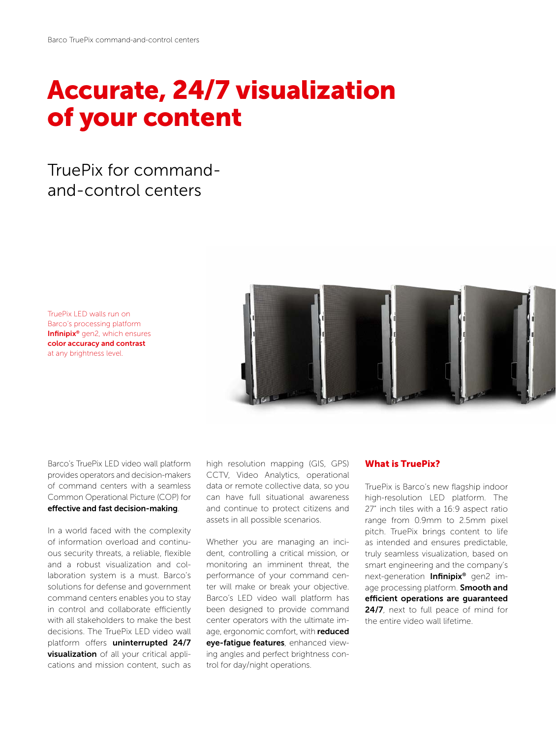# Accurate, 24/7 visualization of your content

## TruePix for command-and-control centers

TruePix LED walls run on Barco's processing platform **Infinipix®** gen2, which ensures **color accuracy and contrast** at any brightness level.

Barco's TruePix LED video wall platform provides operators and decision-makers of command centers with a seamless Common Operational Picture (COP) for **effective and fast decision-making**.

In a world faced with the complexity of information overload and continuous security threats, a reliable, flexible and a robust visualization and collaboration system is a must. Barco's solutions for defense and government command centers enables you to stay in control and collaborate efficiently with all stakeholders to make the best decisions. The TruePix LED video wall platform offers **uninterrupted 24/7 visualization** of all your critical applications and mission content, such as high resolution mapping (GIS, GPS) CCTV, Video Analytics, operational data or remote collective data, so you can have full situational awareness and continue to protect citizens and assets in all possible scenarios.

Whether you are managing an incident, controlling a critical mission, or monitoring an imminent threat, the performance of your command center will make or break your objective. Barco's LED video wall platform has been designed to provide command center operators with the ultimate image, ergonomic comfort, with **reduced eye-fatigue features**, enhanced viewing angles and perfect brightness control for day/night operations.

### What is TruePix?

TruePix is Barco's new flagship indoor high-resolution LED platform. The 27" inch tiles with a 16:9 aspect ratio range from 0.9mm to 2.5mm pixel pitch. TruePix brings content to life as intended and ensures predictable, truly seamless visualization, based on smart engineering and the company's next-generation **Infinipix®** gen2 image processing platform. **Smooth and efficient operations are guaranteed 24/7**, next to full peace of mind for the entire video wall lifetime.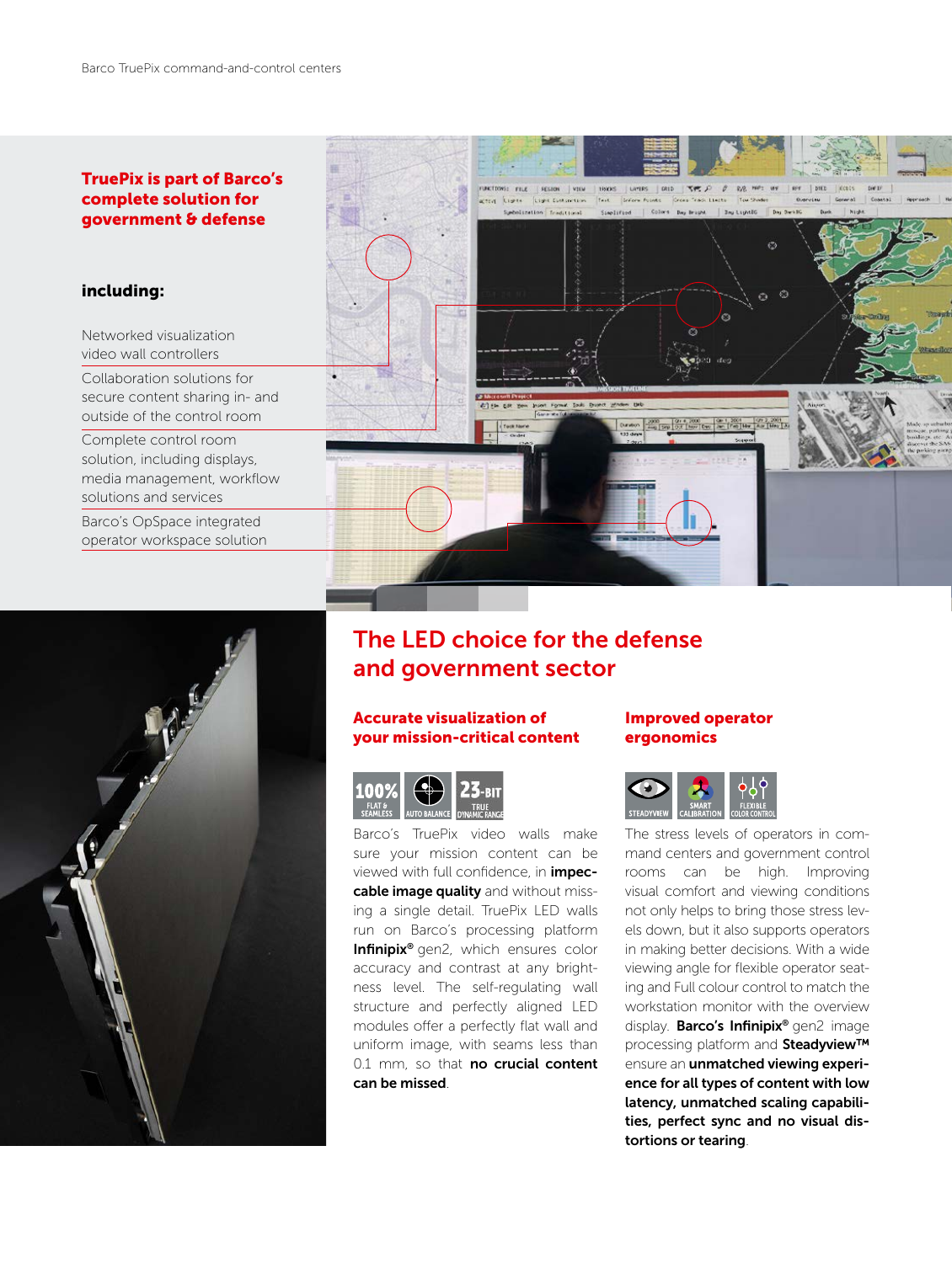**TruePix is part of Barco's complete solution for government & defense**

**including:**

- Networked visualization video wall controllers
- Collaboration solutions for secure content sharing in- and outside of the control room
- Complete control room solution, including displays, media management, workflow solutions and services
- Barco's OpSpace integrated operator workspace solution

# The LED choice for the defense and government sector

## Accurate visualization of your mission-critical content

100% FLAT & SEAMLESS | AUTO BALANCE | 23-BIT TRUE DYNAMIC RANGE

Barco's TruePix video walls make sure your mission content can be viewed with full confidence, in **impeccable image quality** and without missing a single detail. TruePix LED walls run on Barco's processing platform **Infinipix®** gen2, which ensures color accuracy and contrast at any brightness level. The self-regulating wall structure and perfectly aligned LED modules offer a perfectly flat wall and uniform image, with seams less than 0.1 mm, so that **no crucial content can be missed**.

## Improved operator ergonomics

STEADYVIEW | SMART CALIBRATION | FLEXIBLE COLOR CONTROL

The stress levels of operators in command centers and government control rooms can be high. Improving visual comfort and viewing conditions not only helps to bring those stress levels down, but it also supports operators in making better decisions. With a wide viewing angle for flexible operator seating and Full colour control to match the workstation monitor with the overview display. **Barco's Infinipix®** gen2 image processing platform and **Steadyview™** ensure an **unmatched viewing experience for all types of content with low latency, unmatched scaling capabilities, perfect sync and no visual distortions or tearing**.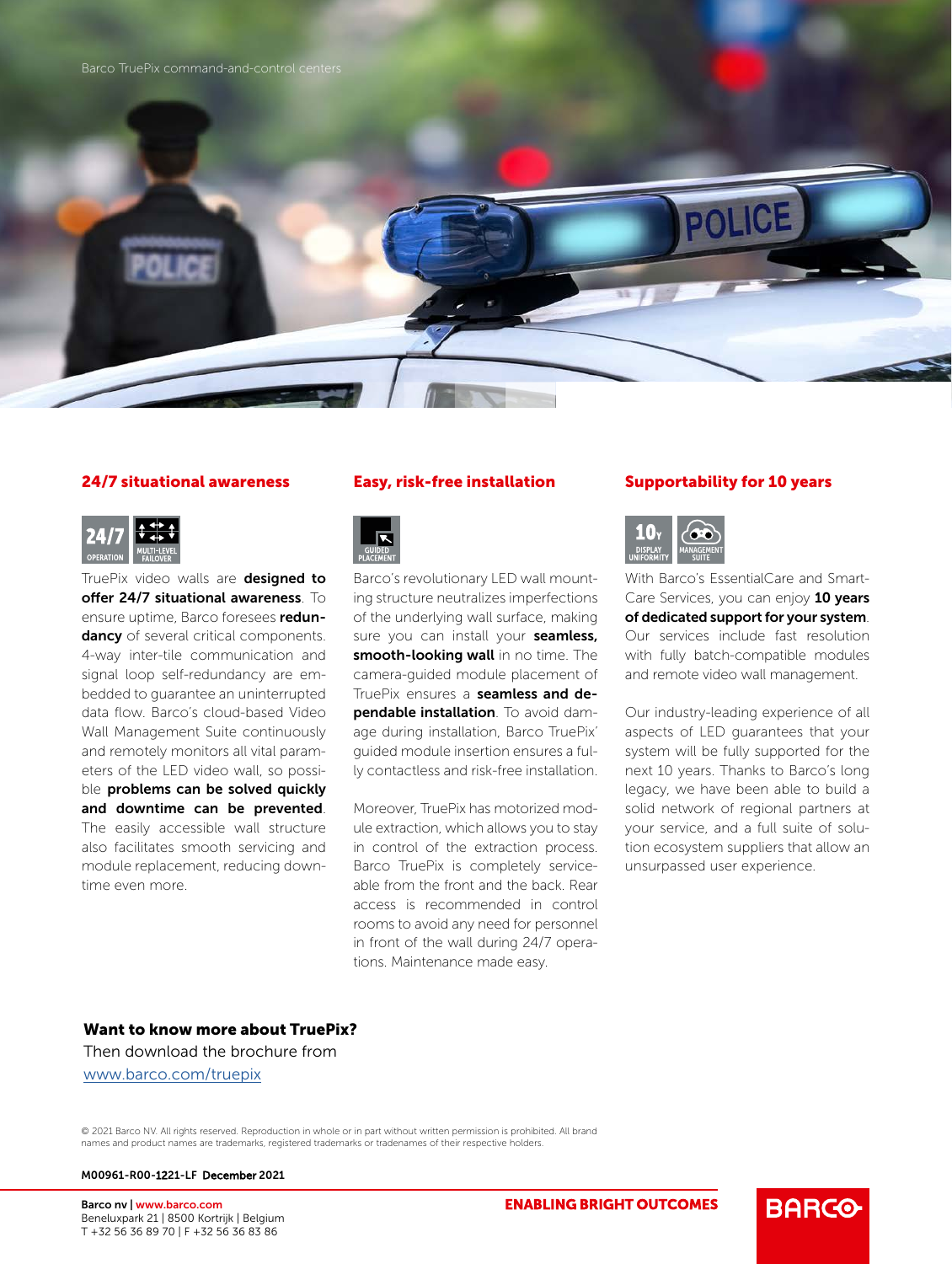Barco TruePix command-and-control centers

## 24/7 situational awareness

24/7 OPERATION | MULTI-LEVEL FAILOVER

TruePix video walls are **designed to offer 24/7 situational awareness**. To ensure uptime, Barco foresees **redundancy** of several critical components. 4-way inter-tile communication and signal loop self-redundancy are embedded to guarantee an uninterrupted data flow. Barco's cloud-based Video Wall Management Suite continuously and remotely monitors all vital parameters of the LED video wall, so possible **problems can be solved quickly and downtime can be prevented**. The easily accessible wall structure also facilitates smooth servicing and module replacement, reducing downtime even more.

## Easy, risk-free installation

GUIDED PLACEMENT

Barco's revolutionary LED wall mounting structure neutralizes imperfections of the underlying wall surface, making sure you can install your **seamless, smooth-looking wall** in no time. The camera-guided module placement of TruePix ensures a **seamless and dependable installation**. To avoid damage during installation, Barco TruePix' guided module insertion ensures a fully contactless and risk-free installation.

Moreover, TruePix has motorized module extraction, which allows you to stay in control of the extraction process. Barco TruePix is completely serviceable from the front and the back. Rear access is recommended in control rooms to avoid any need for personnel in front of the wall during 24/7 operations. Maintenance made easy.

## Supportability for 10 years

10Y DISPLAY UNIFORMITY | MANAGEMENT SUITE

With Barco's EssentialCare and SmartCare Services, you can enjoy **10 years of dedicated support for your system**. Our services include fast resolution with fully batch-compatible modules and remote video wall management.

Our industry-leading experience of all aspects of LED guarantees that your system will be fully supported for the next 10 years. Thanks to Barco's long legacy, we have been able to build a solid network of regional partners at your service, and a full suite of solution ecosystem suppliers that allow an unsurpassed user experience.

**Want to know more about TruePix?**
Then download the brochure from
www.barco.com/truepix

© 2021 Barco NV. All rights reserved. Reproduction in whole or in part without written permission is prohibited. All brand names and product names are trademarks, registered trademarks or tradenames of their respective holders.

M00961-R00-1221-LF December 2021

**Barco nv** | www.barco.com
Beneluxpark 21 | 8500 Kortrijk | Belgium
T +32 56 36 89 70 | F +32 56 36 83 86

**ENABLING BRIGHT OUTCOMES**

BARCO